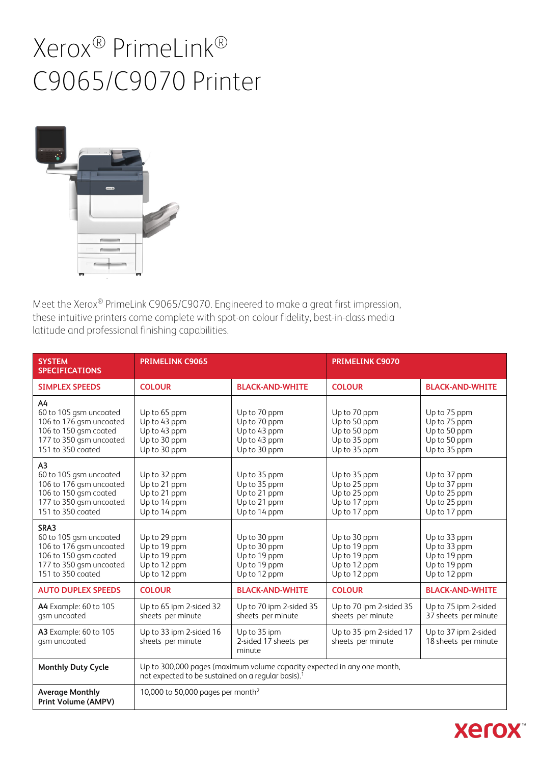# Xerox® PrimeLink® C9065/C9070 Printer

Meet the Xerox® PrimeLink C9065/C9070. Engineered to make a great first impression, these intuitive printers come complete with spot-on colour fidelity, best-in-class media latitude and professional finishing capabilities.

| SYSTEM SPECIFICATIONS | PRIMELINK C9065 | | PRIMELINK C9070 | |
|---|---|---|---|---|
| **SIMPLEX SPEEDS** | **COLOUR** | **BLACK-AND-WHITE** | **COLOUR** | **BLACK-AND-WHITE** |
| A4<br>60 to 105 gsm uncoated<br>106 to 176 gsm uncoated<br>106 to 150 gsm coated<br>177 to 350 gsm uncoated<br>151 to 350 coated | Up to 65 ppm<br>Up to 43 ppm<br>Up to 43 ppm<br>Up to 30 ppm<br>Up to 30 ppm | Up to 70 ppm<br>Up to 70 ppm<br>Up to 43 ppm<br>Up to 43 ppm<br>Up to 30 ppm | Up to 70 ppm<br>Up to 50 ppm<br>Up to 50 ppm<br>Up to 35 ppm<br>Up to 35 ppm | Up to 75 ppm<br>Up to 75 ppm<br>Up to 50 ppm<br>Up to 50 ppm<br>Up to 35 ppm |
| A3<br>60 to 105 gsm uncoated<br>106 to 176 gsm uncoated<br>106 to 150 gsm coated<br>177 to 350 gsm uncoated<br>151 to 350 coated | Up to 32 ppm<br>Up to 21 ppm<br>Up to 21 ppm<br>Up to 14 ppm<br>Up to 14 ppm | Up to 35 ppm<br>Up to 35 ppm<br>Up to 21 ppm<br>Up to 21 ppm<br>Up to 14 ppm | Up to 35 ppm<br>Up to 25 ppm<br>Up to 25 ppm<br>Up to 17 ppm<br>Up to 17 ppm | Up to 37 ppm<br>Up to 37 ppm<br>Up to 25 ppm<br>Up to 25 ppm<br>Up to 17 ppm |
| SRA3<br>60 to 105 gsm uncoated<br>106 to 176 gsm uncoated<br>106 to 150 gsm coated<br>177 to 350 gsm uncoated<br>151 to 350 coated | Up to 29 ppm<br>Up to 19 ppm<br>Up to 19 ppm<br>Up to 12 ppm<br>Up to 12 ppm | Up to 30 ppm<br>Up to 30 ppm<br>Up to 19 ppm<br>Up to 19 ppm<br>Up to 12 ppm | Up to 30 ppm<br>Up to 19 ppm<br>Up to 19 ppm<br>Up to 12 ppm<br>Up to 12 ppm | Up to 33 ppm<br>Up to 33 ppm<br>Up to 19 ppm<br>Up to 19 ppm<br>Up to 12 ppm |
| **AUTO DUPLEX SPEEDS** | **COLOUR** | **BLACK-AND-WHITE** | **COLOUR** | **BLACK-AND-WHITE** |
| **A4** Example: 60 to 105 gsm uncoated | Up to 65 ipm 2-sided 32 sheets per minute | Up to 70 ipm 2-sided 35 sheets per minute | Up to 70 ipm 2-sided 35 sheets per minute | Up to 75 ipm 2-sided 37 sheets per minute |
| **A3** Example: 60 to 105 gsm uncoated | Up to 33 ipm 2-sided 16 sheets per minute | Up to 35 ipm 2-sided 17 sheets per minute | Up to 35 ipm 2-sided 17 sheets per minute | Up to 37 ipm 2-sided 18 sheets per minute |
| **Monthly Duty Cycle** | Up to 300,000 pages (maximum volume capacity expected in any one month, not expected to be sustained on a regular basis).[1] | | | |
| **Average Monthly Print Volume (AMPV)** | 10,000 to 50,000 pages per month[2] | | | |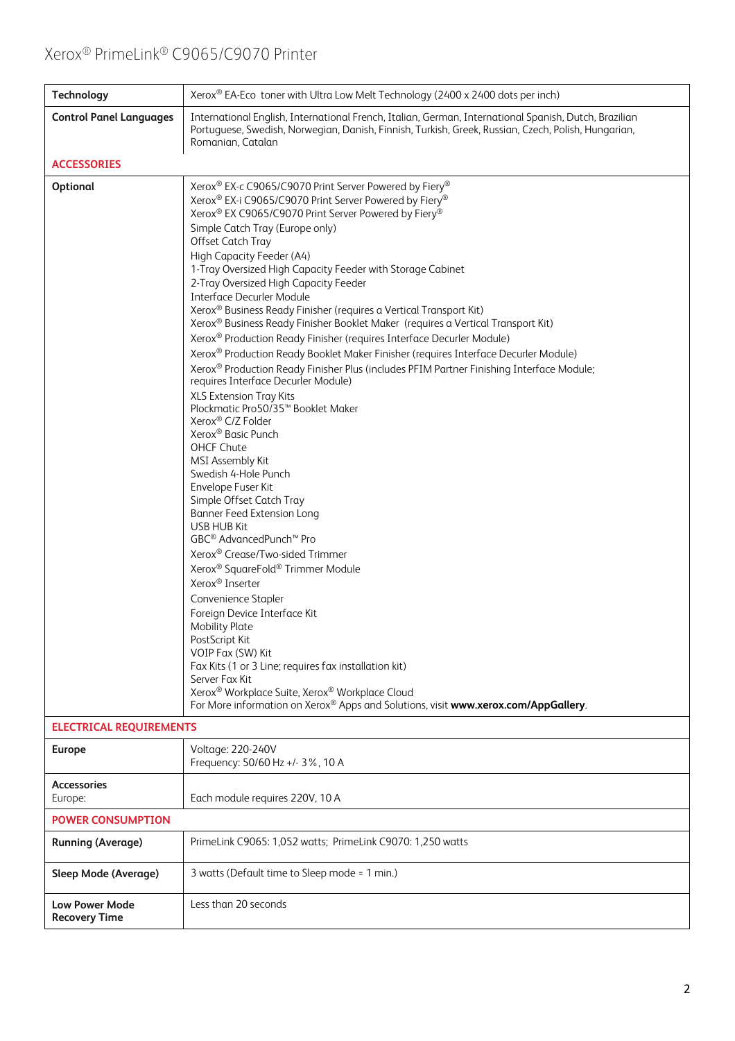| | |
|---|---|
| **Technology** | Xerox® EA-Eco toner with Ultra Low Melt Technology (2400 x 2400 dots per inch) |
| **Control Panel Languages** | International English, International French, Italian, German, International Spanish, Dutch, Brazilian Portuguese, Swedish, Norwegian, Danish, Finnish, Turkish, Greek, Russian, Czech, Polish, Hungarian, Romanian, Catalan |
| **ACCESSORIES** | |
| **Optional** | Xerox® EX-c C9065/C9070 Print Server Powered by Fiery®<br>Xerox® EX-i C9065/C9070 Print Server Powered by Fiery®<br>Xerox® EX C9065/C9070 Print Server Powered by Fiery®<br>Simple Catch Tray (Europe only)<br>Offset Catch Tray<br>High Capacity Feeder (A4)<br>1-Tray Oversized High Capacity Feeder with Storage Cabinet<br>2-Tray Oversized High Capacity Feeder<br>Interface Decurler Module<br>Xerox® Business Ready Finisher (requires a Vertical Transport Kit)<br>Xerox® Business Ready Finisher Booklet Maker (requires a Vertical Transport Kit)<br>Xerox® Production Ready Finisher (requires Interface Decurler Module)<br>Xerox® Production Ready Booklet Maker Finisher (requires Interface Decurler Module)<br>Xerox® Production Ready Finisher Plus (includes PFIM Partner Finishing Interface Module; requires Interface Decurler Module)<br>XLS Extension Tray Kits<br>Plockmatic Pro50/35™ Booklet Maker<br>Xerox® C/Z Folder<br>Xerox® Basic Punch<br>OHCF Chute<br>MSI Assembly Kit<br>Swedish 4-Hole Punch<br>Envelope Fuser Kit<br>Simple Offset Catch Tray<br>Banner Feed Extension Long<br>USB HUB Kit<br>GBC® AdvancedPunch™ Pro<br>Xerox® Crease/Two-sided Trimmer<br>Xerox® SquareFold® Trimmer Module<br>Xerox® Inserter<br>Convenience Stapler<br>Foreign Device Interface Kit<br>Mobility Plate<br>PostScript Kit<br>VOIP Fax (SW) Kit<br>Fax Kits (1 or 3 Line; requires fax installation kit)<br>Server Fax Kit<br>Xerox® Workplace Suite, Xerox® Workplace Cloud<br>For More information on Xerox® Apps and Solutions, visit **www.xerox.com/AppGallery**. |
| **ELECTRICAL REQUIREMENTS** | |
| **Europe** | Voltage: 220-240V<br>Frequency: 50/60 Hz +/- 3%, 10 A |
| **Accessories**<br>Europe: | Each module requires 220V, 10 A |
| **POWER CONSUMPTION** | |
| **Running (Average)** | PrimeLink C9065: 1,052 watts; PrimeLink C9070: 1,250 watts |
| **Sleep Mode (Average)** | 3 watts (Default time to Sleep mode = 1 min.) |
| **Low Power Mode Recovery Time** | Less than 20 seconds |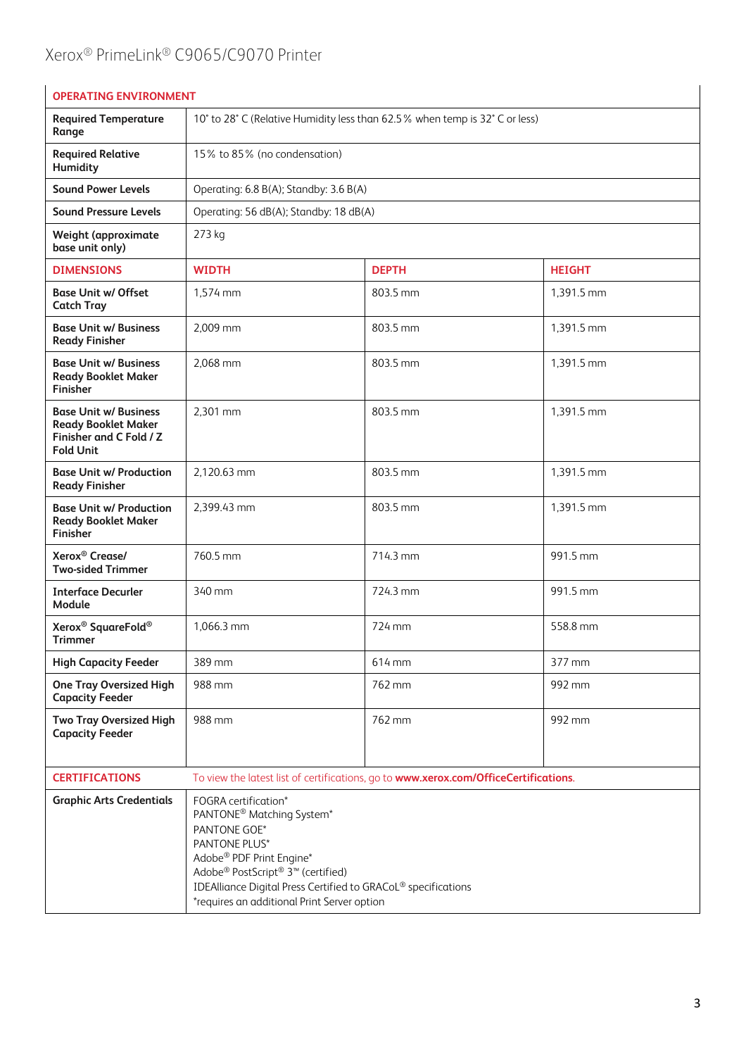| OPERATING ENVIRONMENT | | | |
| --- | --- | --- | --- |
| **Required Temperature Range** | 10° to 28° C (Relative Humidity less than 62.5% when temp is 32° C or less) | | |
| **Required Relative Humidity** | 15% to 85% (no condensation) | | |
| **Sound Power Levels** | Operating: 6.8 B(A); Standby: 3.6 B(A) | | |
| **Sound Pressure Levels** | Operating: 56 dB(A); Standby: 18 dB(A) | | |
| **Weight (approximate base unit only)** | 273 kg | | |
| **DIMENSIONS** | **WIDTH** | **DEPTH** | **HEIGHT** |
| **Base Unit w/ Offset Catch Tray** | 1,574 mm | 803.5 mm | 1,391.5 mm |
| **Base Unit w/ Business Ready Finisher** | 2,009 mm | 803.5 mm | 1,391.5 mm |
| **Base Unit w/ Business Ready Booklet Maker Finisher** | 2,068 mm | 803.5 mm | 1,391.5 mm |
| **Base Unit w/ Business Ready Booklet Maker Finisher and C Fold / Z Fold Unit** | 2,301 mm | 803.5 mm | 1,391.5 mm |
| **Base Unit w/ Production Ready Finisher** | 2,120.63 mm | 803.5 mm | 1,391.5 mm |
| **Base Unit w/ Production Ready Booklet Maker Finisher** | 2,399.43 mm | 803.5 mm | 1,391.5 mm |
| **Xerox® Crease/ Two-sided Trimmer** | 760.5 mm | 714.3 mm | 991.5 mm |
| **Interface Decurler Module** | 340 mm | 724.3 mm | 991.5 mm |
| **Xerox® SquareFold® Trimmer** | 1,066.3 mm | 724 mm | 558.8 mm |
| **High Capacity Feeder** | 389 mm | 614 mm | 377 mm |
| **One Tray Oversized High Capacity Feeder** | 988 mm | 762 mm | 992 mm |
| **Two Tray Oversized High Capacity Feeder** | 988 mm | 762 mm | 992 mm |
| **CERTIFICATIONS** | To view the latest list of certifications, go to **www.xerox.com/OfficeCertifications**. | | |
| **Graphic Arts Credentials** | FOGRA certification*<br>PANTONE® Matching System*<br>PANTONE GOE*<br>PANTONE PLUS*<br>Adobe® PDF Print Engine*<br>Adobe® PostScript® 3™ (certified)<br>IDEAlliance Digital Press Certified to GRACoL® specifications<br>*requires an additional Print Server option | | |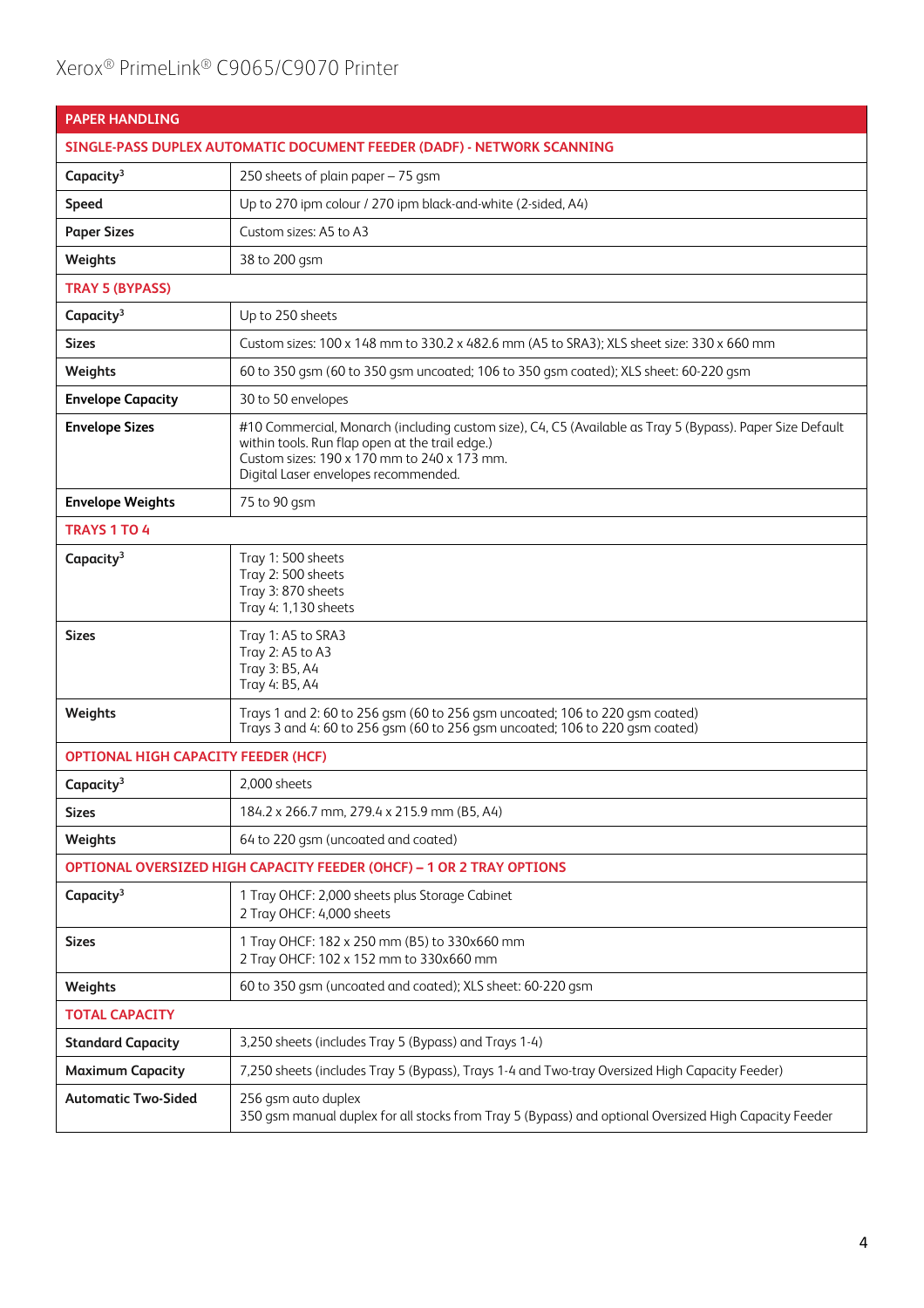Xerox® PrimeLink® C9065/C9070 Printer

| PAPER HANDLING | |
|---|---|
| **SINGLE-PASS DUPLEX AUTOMATIC DOCUMENT FEEDER (DADF) - NETWORK SCANNING** | |
| **Capacity**[3] | 250 sheets of plain paper – 75 gsm |
| **Speed** | Up to 270 ipm colour / 270 ipm black-and-white (2-sided, A4) |
| **Paper Sizes** | Custom sizes: A5 to A3 |
| **Weights** | 38 to 200 gsm |
| **TRAY 5 (BYPASS)** | |
| **Capacity**[3] | Up to 250 sheets |
| **Sizes** | Custom sizes: 100 x 148 mm to 330.2 x 482.6 mm (A5 to SRA3); XLS sheet size: 330 x 660 mm |
| **Weights** | 60 to 350 gsm (60 to 350 gsm uncoated; 106 to 350 gsm coated); XLS sheet: 60-220 gsm |
| **Envelope Capacity** | 30 to 50 envelopes |
| **Envelope Sizes** | #10 Commercial, Monarch (including custom size), C4, C5 (Available as Tray 5 (Bypass). Paper Size Default within tools. Run flap open at the trail edge.)<br>Custom sizes: 190 x 170 mm to 240 x 173 mm.<br>Digital Laser envelopes recommended. |
| **Envelope Weights** | 75 to 90 gsm |
| **TRAYS 1 TO 4** | |
| **Capacity**[3] | Tray 1: 500 sheets<br>Tray 2: 500 sheets<br>Tray 3: 870 sheets<br>Tray 4: 1,130 sheets |
| **Sizes** | Tray 1: A5 to SRA3<br>Tray 2: A5 to A3<br>Tray 3: B5, A4<br>Tray 4: B5, A4 |
| **Weights** | Trays 1 and 2: 60 to 256 gsm (60 to 256 gsm uncoated; 106 to 220 gsm coated)<br>Trays 3 and 4: 60 to 256 gsm (60 to 256 gsm uncoated; 106 to 220 gsm coated) |
| **OPTIONAL HIGH CAPACITY FEEDER (HCF)** | |
| **Capacity**[3] | 2,000 sheets |
| **Sizes** | 184.2 x 266.7 mm, 279.4 x 215.9 mm (B5, A4) |
| **Weights** | 64 to 220 gsm (uncoated and coated) |
| **OPTIONAL OVERSIZED HIGH CAPACITY FEEDER (OHCF) – 1 OR 2 TRAY OPTIONS** | |
| **Capacity**[3] | 1 Tray OHCF: 2,000 sheets plus Storage Cabinet<br>2 Tray OHCF: 4,000 sheets |
| **Sizes** | 1 Tray OHCF: 182 x 250 mm (B5) to 330x660 mm<br>2 Tray OHCF: 102 x 152 mm to 330x660 mm |
| **Weights** | 60 to 350 gsm (uncoated and coated); XLS sheet: 60-220 gsm |
| **TOTAL CAPACITY** | |
| **Standard Capacity** | 3,250 sheets (includes Tray 5 (Bypass) and Trays 1-4) |
| **Maximum Capacity** | 7,250 sheets (includes Tray 5 (Bypass), Trays 1-4 and Two-tray Oversized High Capacity Feeder) |
| **Automatic Two-Sided** | 256 gsm auto duplex<br>350 gsm manual duplex for all stocks from Tray 5 (Bypass) and optional Oversized High Capacity Feeder |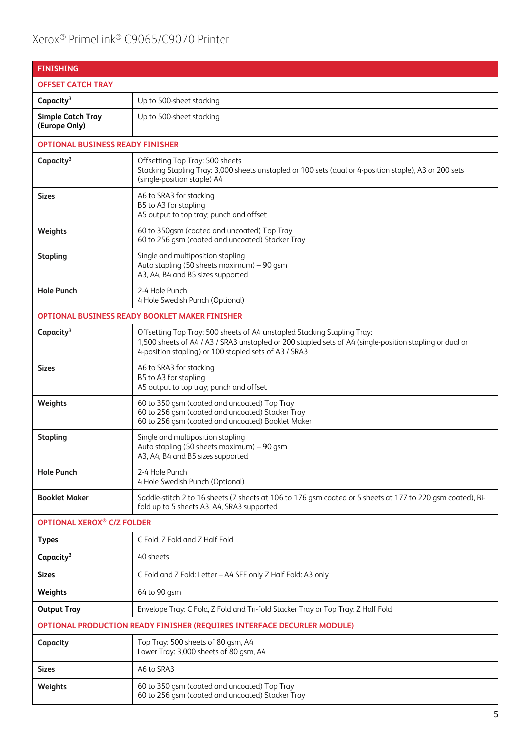| FINISHING | |
|---|---|
| **OFFSET CATCH TRAY** | |
| **Capacity**[3] | Up to 500-sheet stacking |
| **Simple Catch Tray (Europe Only)** | Up to 500-sheet stacking |
| **OPTIONAL BUSINESS READY FINISHER** | |
| **Capacity**[3] | Offsetting Top Tray: 500 sheets<br>Stacking Stapling Tray: 3,000 sheets unstapled or 100 sets (dual or 4-position staple), A3 or 200 sets (single-position staple) A4 |
| **Sizes** | A6 to SRA3 for stacking<br>B5 to A3 for stapling<br>A5 output to top tray; punch and offset |
| **Weights** | 60 to 350gsm (coated and uncoated) Top Tray<br>60 to 256 gsm (coated and uncoated) Stacker Tray |
| **Stapling** | Single and multiposition stapling<br>Auto stapling (50 sheets maximum) – 90 gsm<br>A3, A4, B4 and B5 sizes supported |
| **Hole Punch** | 2-4 Hole Punch<br>4 Hole Swedish Punch (Optional) |
| **OPTIONAL BUSINESS READY BOOKLET MAKER FINISHER** | |
| **Capacity**[3] | Offsetting Top Tray: 500 sheets of A4 unstapled Stacking Stapling Tray:<br>1,500 sheets of A4 / A3 / SRA3 unstapled or 200 stapled sets of A4 (single-position stapling or dual or 4-position stapling) or 100 stapled sets of A3 / SRA3 |
| **Sizes** | A6 to SRA3 for stacking<br>B5 to A3 for stapling<br>A5 output to top tray; punch and offset |
| **Weights** | 60 to 350 gsm (coated and uncoated) Top Tray<br>60 to 256 gsm (coated and uncoated) Stacker Tray<br>60 to 256 gsm (coated and uncoated) Booklet Maker |
| **Stapling** | Single and multiposition stapling<br>Auto stapling (50 sheets maximum) – 90 gsm<br>A3, A4, B4 and B5 sizes supported |
| **Hole Punch** | 2-4 Hole Punch<br>4 Hole Swedish Punch (Optional) |
| **Booklet Maker** | Saddle-stitch 2 to 16 sheets (7 sheets at 106 to 176 gsm coated or 5 sheets at 177 to 220 gsm coated), Bi-fold up to 5 sheets A3, A4, SRA3 supported |
| **OPTIONAL XEROX® C/Z FOLDER** | |
| **Types** | C Fold, Z Fold and Z Half Fold |
| **Capacity**[3] | 40 sheets |
| **Sizes** | C Fold and Z Fold: Letter – A4 SEF only Z Half Fold: A3 only |
| **Weights** | 64 to 90 gsm |
| **Output Tray** | Envelope Tray: C Fold, Z Fold and Tri-fold Stacker Tray or Top Tray: Z Half Fold |
| **OPTIONAL PRODUCTION READY FINISHER (REQUIRES INTERFACE DECURLER MODULE)** | |
| **Capacity** | Top Tray: 500 sheets of 80 gsm, A4<br>Lower Tray: 3,000 sheets of 80 gsm, A4 |
| **Sizes** | A6 to SRA3 |
| **Weights** | 60 to 350 gsm (coated and uncoated) Top Tray<br>60 to 256 gsm (coated and uncoated) Stacker Tray |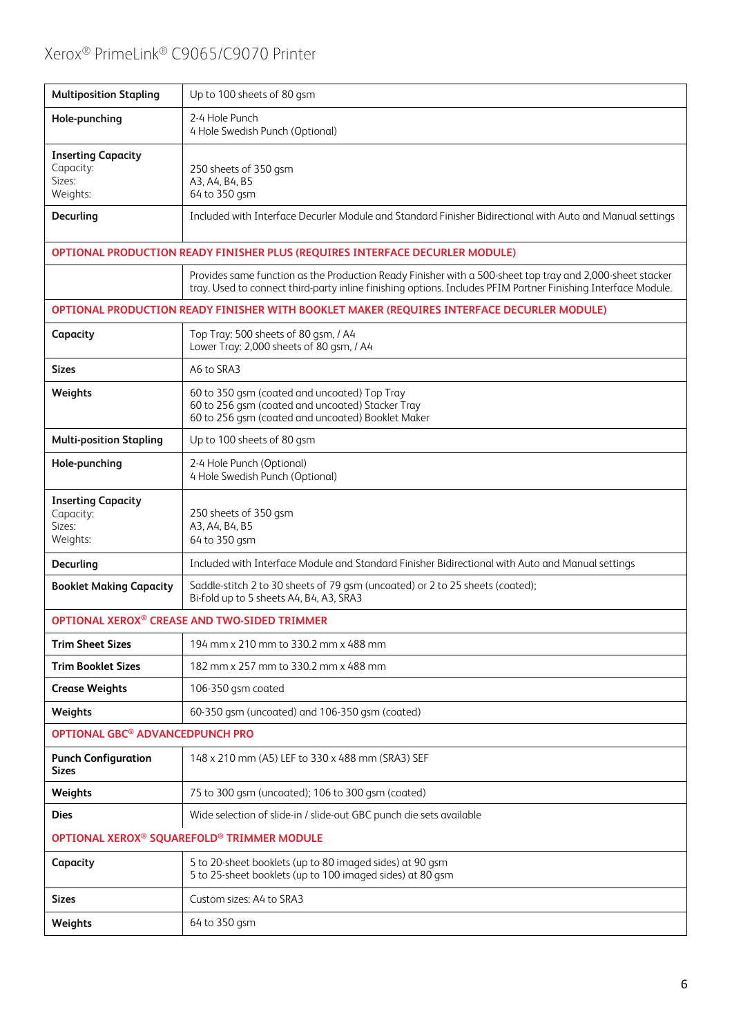| | |
|---|---|
| **Multiposition Stapling** | Up to 100 sheets of 80 gsm |
| **Hole-punching** | 2-4 Hole Punch<br>4 Hole Swedish Punch (Optional) |
| **Inserting Capacity**<br>Capacity:<br>Sizes:<br>Weights: | <br>250 sheets of 350 gsm<br>A3, A4, B4, B5<br>64 to 350 gsm |
| **Decurling** | Included with Interface Decurler Module and Standard Finisher Bidirectional with Auto and Manual settings |
| **OPTIONAL PRODUCTION READY FINISHER PLUS (REQUIRES INTERFACE DECURLER MODULE)** | |
| | Provides same function as the Production Ready Finisher with a 500-sheet top tray and 2,000-sheet stacker tray. Used to connect third-party inline finishing options. Includes PFIM Partner Finishing Interface Module. |
| **OPTIONAL PRODUCTION READY FINISHER WITH BOOKLET MAKER (REQUIRES INTERFACE DECURLER MODULE)** | |
| **Capacity** | Top Tray: 500 sheets of 80 gsm, / A4<br>Lower Tray: 2,000 sheets of 80 gsm, / A4 |
| **Sizes** | A6 to SRA3 |
| **Weights** | 60 to 350 gsm (coated and uncoated) Top Tray<br>60 to 256 gsm (coated and uncoated) Stacker Tray<br>60 to 256 gsm (coated and uncoated) Booklet Maker |
| **Multi-position Stapling** | Up to 100 sheets of 80 gsm |
| **Hole-punching** | 2-4 Hole Punch (Optional)<br>4 Hole Swedish Punch (Optional) |
| **Inserting Capacity**<br>Capacity:<br>Sizes:<br>Weights: | <br>250 sheets of 350 gsm<br>A3, A4, B4, B5<br>64 to 350 gsm |
| **Decurling** | Included with Interface Module and Standard Finisher Bidirectional with Auto and Manual settings |
| **Booklet Making Capacity** | Saddle-stitch 2 to 30 sheets of 79 gsm (uncoated) or 2 to 25 sheets (coated);<br>Bi-fold up to 5 sheets A4, B4, A3, SRA3 |
| **OPTIONAL XEROX® CREASE AND TWO-SIDED TRIMMER** | |
| **Trim Sheet Sizes** | 194 mm x 210 mm to 330.2 mm x 488 mm |
| **Trim Booklet Sizes** | 182 mm x 257 mm to 330.2 mm x 488 mm |
| **Crease Weights** | 106-350 gsm coated |
| **Weights** | 60-350 gsm (uncoated) and 106-350 gsm (coated) |
| **OPTIONAL GBC® ADVANCEDPUNCH PRO** | |
| **Punch Configuration Sizes** | 148 x 210 mm (A5) LEF to 330 x 488 mm (SRA3) SEF |
| **Weights** | 75 to 300 gsm (uncoated); 106 to 300 gsm (coated) |
| **Dies** | Wide selection of slide-in / slide-out GBC punch die sets available |
| **OPTIONAL XEROX® SQUAREFOLD® TRIMMER MODULE** | |
| **Capacity** | 5 to 20-sheet booklets (up to 80 imaged sides) at 90 gsm<br>5 to 25-sheet booklets (up to 100 imaged sides) at 80 gsm |
| **Sizes** | Custom sizes: A4 to SRA3 |
| **Weights** | 64 to 350 gsm |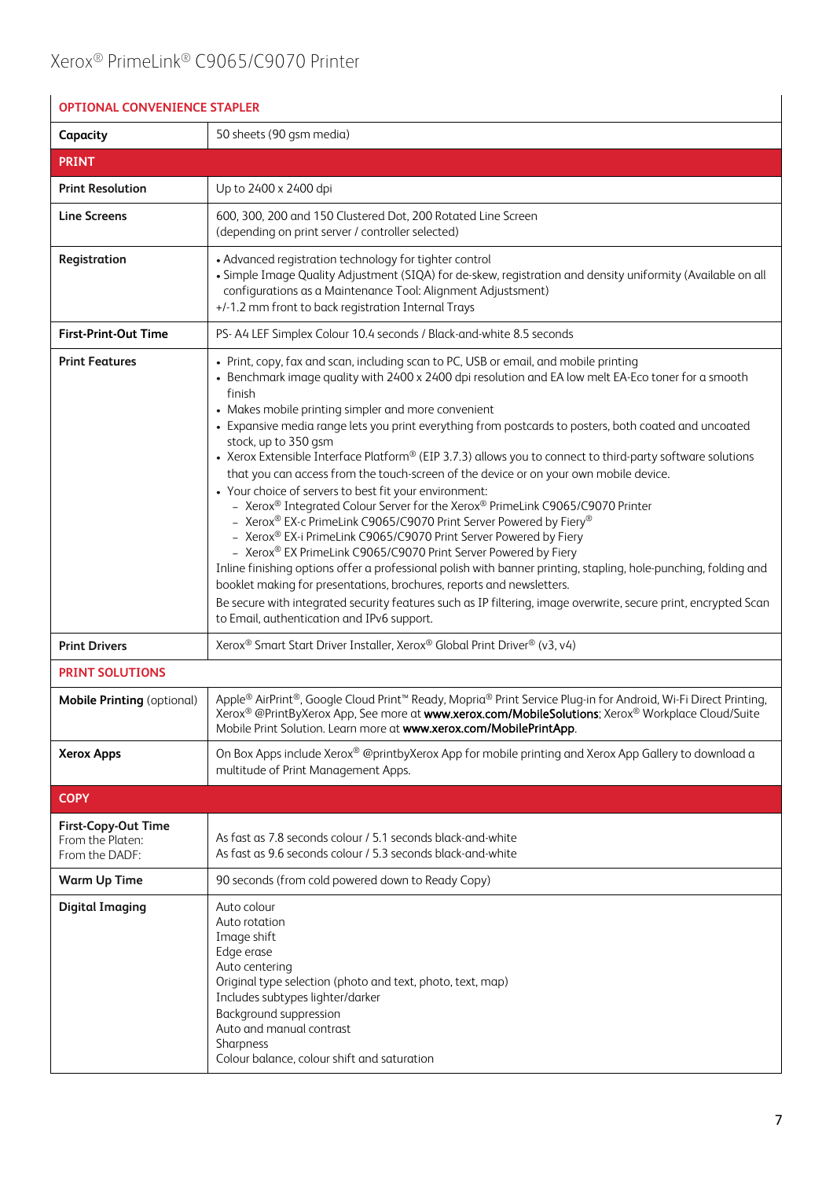Xerox® PrimeLink® C9065/C9070 Printer

| OPTIONAL CONVENIENCE STAPLER | |
|---|---|
| **Capacity** | 50 sheets (90 gsm media) |
| **PRINT** | |
| **Print Resolution** | Up to 2400 x 2400 dpi |
| **Line Screens** | 600, 300, 200 and 150 Clustered Dot, 200 Rotated Line Screen<br>(depending on print server / controller selected) |
| **Registration** | • Advanced registration technology for tighter control<br>• Simple Image Quality Adjustment (SIQA) for de-skew, registration and density uniformity (Available on all configurations as a Maintenance Tool: Alignment Adjustment)<br>+/-1.2 mm front to back registration Internal Trays |
| **First-Print-Out Time** | PS- A4 LEF Simplex Colour 10.4 seconds / Black-and-white 8.5 seconds |
| **Print Features** | • Print, copy, fax and scan, including scan to PC, USB or email, and mobile printing<br>• Benchmark image quality with 2400 x 2400 dpi resolution and EA low melt EA-Eco toner for a smooth finish<br>• Makes mobile printing simpler and more convenient<br>• Expansive media range lets you print everything from postcards to posters, both coated and uncoated stock, up to 350 gsm<br>• Xerox Extensible Interface Platform® (EIP 3.7.3) allows you to connect to third-party software solutions that you can access from the touch-screen of the device or on your own mobile device.<br>• Your choice of servers to best fit your environment:<br>– Xerox® Integrated Colour Server for the Xerox® PrimeLink C9065/C9070 Printer<br>– Xerox® EX-c PrimeLink C9065/C9070 Print Server Powered by Fiery®<br>– Xerox® EX-i PrimeLink C9065/C9070 Print Server Powered by Fiery<br>– Xerox® EX PrimeLink C9065/C9070 Print Server Powered by Fiery<br>Inline finishing options offer a professional polish with banner printing, stapling, hole-punching, folding and booklet making for presentations, brochures, reports and newsletters.<br>Be secure with integrated security features such as IP filtering, image overwrite, secure print, encrypted Scan to Email, authentication and IPv6 support. |
| **Print Drivers** | Xerox® Smart Start Driver Installer, Xerox® Global Print Driver® (v3, v4) |
| **PRINT SOLUTIONS** | |
| **Mobile Printing** (optional) | Apple® AirPrint®, Google Cloud Print™ Ready, Mopria® Print Service Plug-in for Android, Wi-Fi Direct Printing, Xerox® @PrintByXerox App, See more at **www.xerox.com/MobileSolutions**; Xerox® Workplace Cloud/Suite Mobile Print Solution. Learn more at **www.xerox.com/MobilePrintApp**. |
| **Xerox Apps** | On Box Apps include Xerox® @printbyXerox App for mobile printing and Xerox App Gallery to download a multitude of Print Management Apps. |
| **COPY** | |
| **First-Copy-Out Time**<br>From the Platen:<br>From the DADF: | <br>As fast as 7.8 seconds colour / 5.1 seconds black-and-white<br>As fast as 9.6 seconds colour / 5.3 seconds black-and-white |
| **Warm Up Time** | 90 seconds (from cold powered down to Ready Copy) |
| **Digital Imaging** | Auto colour<br>Auto rotation<br>Image shift<br>Edge erase<br>Auto centering<br>Original type selection (photo and text, photo, text, map)<br>Includes subtypes lighter/darker<br>Background suppression<br>Auto and manual contrast<br>Sharpness<br>Colour balance, colour shift and saturation |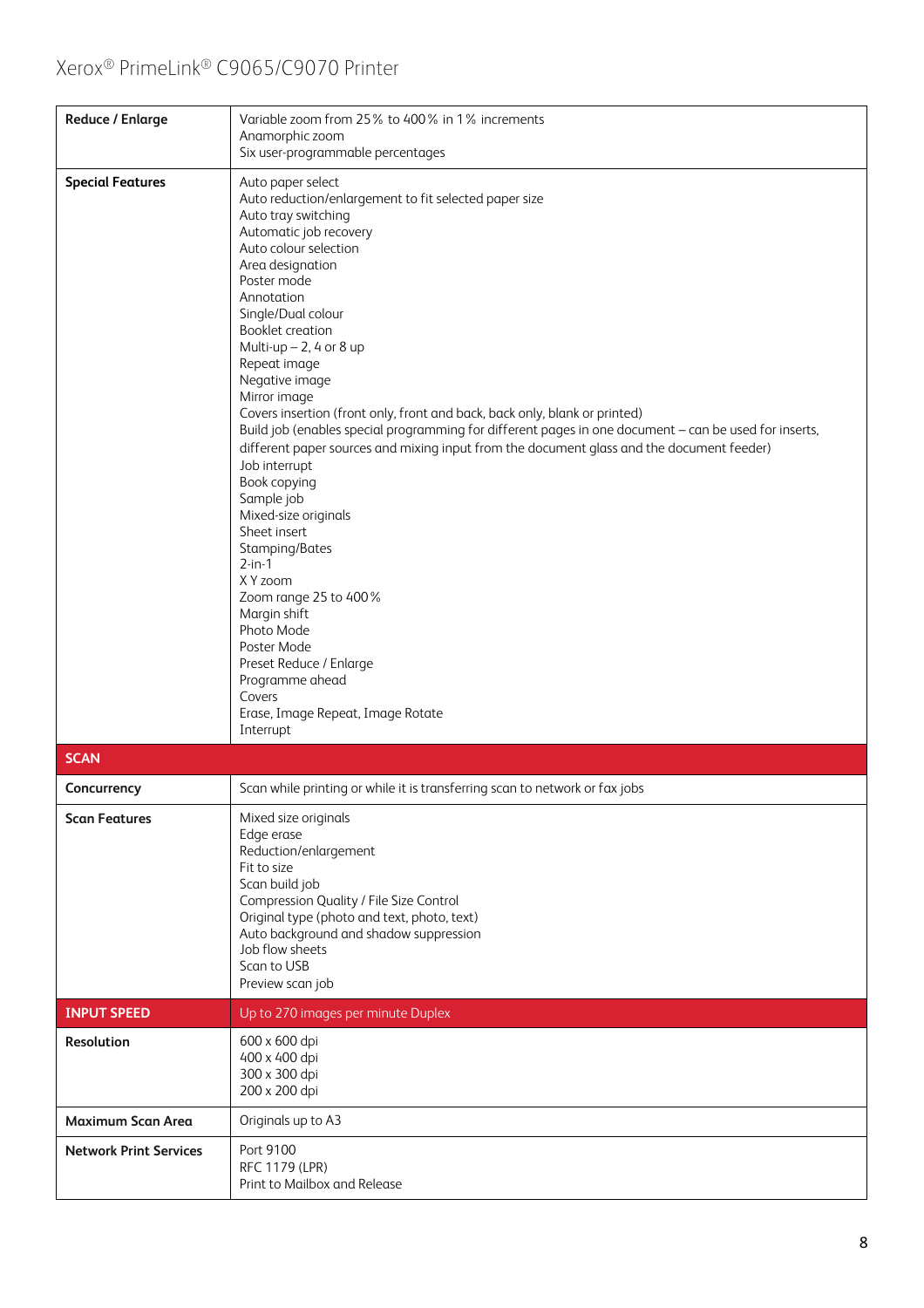# Xerox® PrimeLink® C9065/C9070 Printer

| | |
|---|---|
| **Reduce / Enlarge** | Variable zoom from 25% to 400% in 1% increments<br>Anamorphic zoom<br>Six user-programmable percentages |
| **Special Features** | Auto paper select<br>Auto reduction/enlargement to fit selected paper size<br>Auto tray switching<br>Automatic job recovery<br>Auto colour selection<br>Area designation<br>Poster mode<br>Annotation<br>Single/Dual colour<br>Booklet creation<br>Multi-up – 2, 4 or 8 up<br>Repeat image<br>Negative image<br>Mirror image<br>Covers insertion (front only, front and back, back only, blank or printed)<br>Build job (enables special programming for different pages in one document – can be used for inserts, different paper sources and mixing input from the document glass and the document feeder)<br>Job interrupt<br>Book copying<br>Sample job<br>Mixed-size originals<br>Sheet insert<br>Stamping/Bates<br>2-in-1<br>X Y zoom<br>Zoom range 25 to 400%<br>Margin shift<br>Photo Mode<br>Poster Mode<br>Preset Reduce / Enlarge<br>Programme ahead<br>Covers<br>Erase, Image Repeat, Image Rotate<br>Interrupt |
| **SCAN** | |
| **Concurrency** | Scan while printing or while it is transferring scan to network or fax jobs |
| **Scan Features** | Mixed size originals<br>Edge erase<br>Reduction/enlargement<br>Fit to size<br>Scan build job<br>Compression Quality / File Size Control<br>Original type (photo and text, photo, text)<br>Auto background and shadow suppression<br>Job flow sheets<br>Scan to USB<br>Preview scan job |
| **INPUT SPEED** | Up to 270 images per minute Duplex |
| **Resolution** | 600 x 600 dpi<br>400 x 400 dpi<br>300 x 300 dpi<br>200 x 200 dpi |
| **Maximum Scan Area** | Originals up to A3 |
| **Network Print Services** | Port 9100<br>RFC 1179 (LPR)<br>Print to Mailbox and Release |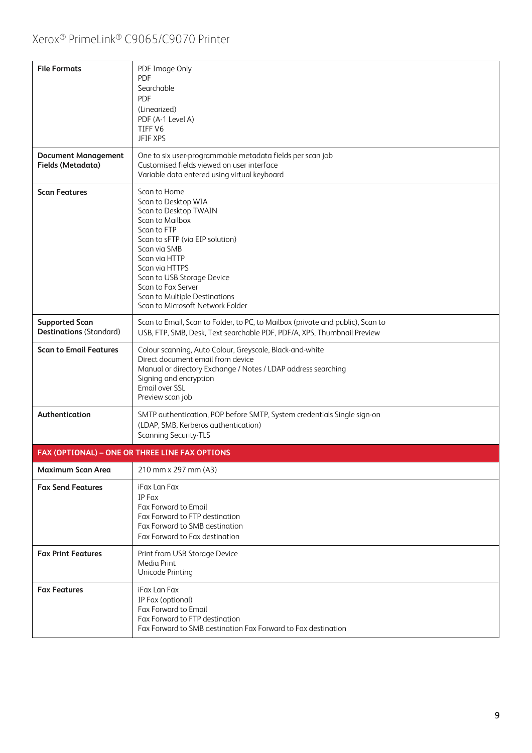| | |
|---|---|
| **File Formats** | PDF Image Only<br>PDF<br>Searchable<br>PDF<br>(Linearized)<br>PDF (A-1 Level A)<br>TIFF V6<br>JFIF XPS |
| **Document Management Fields (Metadata)** | One to six user-programmable metadata fields per scan job<br>Customised fields viewed on user interface<br>Variable data entered using virtual keyboard |
| **Scan Features** | Scan to Home<br>Scan to Desktop WIA<br>Scan to Desktop TWAIN<br>Scan to Mailbox<br>Scan to FTP<br>Scan to sFTP (via EIP solution)<br>Scan via SMB<br>Scan via HTTP<br>Scan via HTTPS<br>Scan to USB Storage Device<br>Scan to Fax Server<br>Scan to Multiple Destinations<br>Scan to Microsoft Network Folder |
| **Supported Scan Destinations** (Standard) | Scan to Email, Scan to Folder, to PC, to Mailbox (private and public), Scan to USB, FTP, SMB, Desk, Text searchable PDF, PDF/A, XPS, Thumbnail Preview |
| **Scan to Email Features** | Colour scanning, Auto Colour, Greyscale, Black-and-white<br>Direct document email from device<br>Manual or directory Exchange / Notes / LDAP address searching<br>Signing and encryption<br>Email over SSL<br>Preview scan job |
| **Authentication** | SMTP authentication, POP before SMTP, System credentials Single sign-on (LDAP, SMB, Kerberos authentication)<br>Scanning Security-TLS |
| **FAX (OPTIONAL) – ONE OR THREE LINE FAX OPTIONS** | |
| **Maximum Scan Area** | 210 mm x 297 mm (A3) |
| **Fax Send Features** | iFax Lan Fax<br>IP Fax<br>Fax Forward to Email<br>Fax Forward to FTP destination<br>Fax Forward to SMB destination<br>Fax Forward to Fax destination |
| **Fax Print Features** | Print from USB Storage Device<br>Media Print<br>Unicode Printing |
| **Fax Features** | iFax Lan Fax<br>IP Fax (optional)<br>Fax Forward to Email<br>Fax Forward to FTP destination<br>Fax Forward to SMB destination Fax Forward to Fax destination |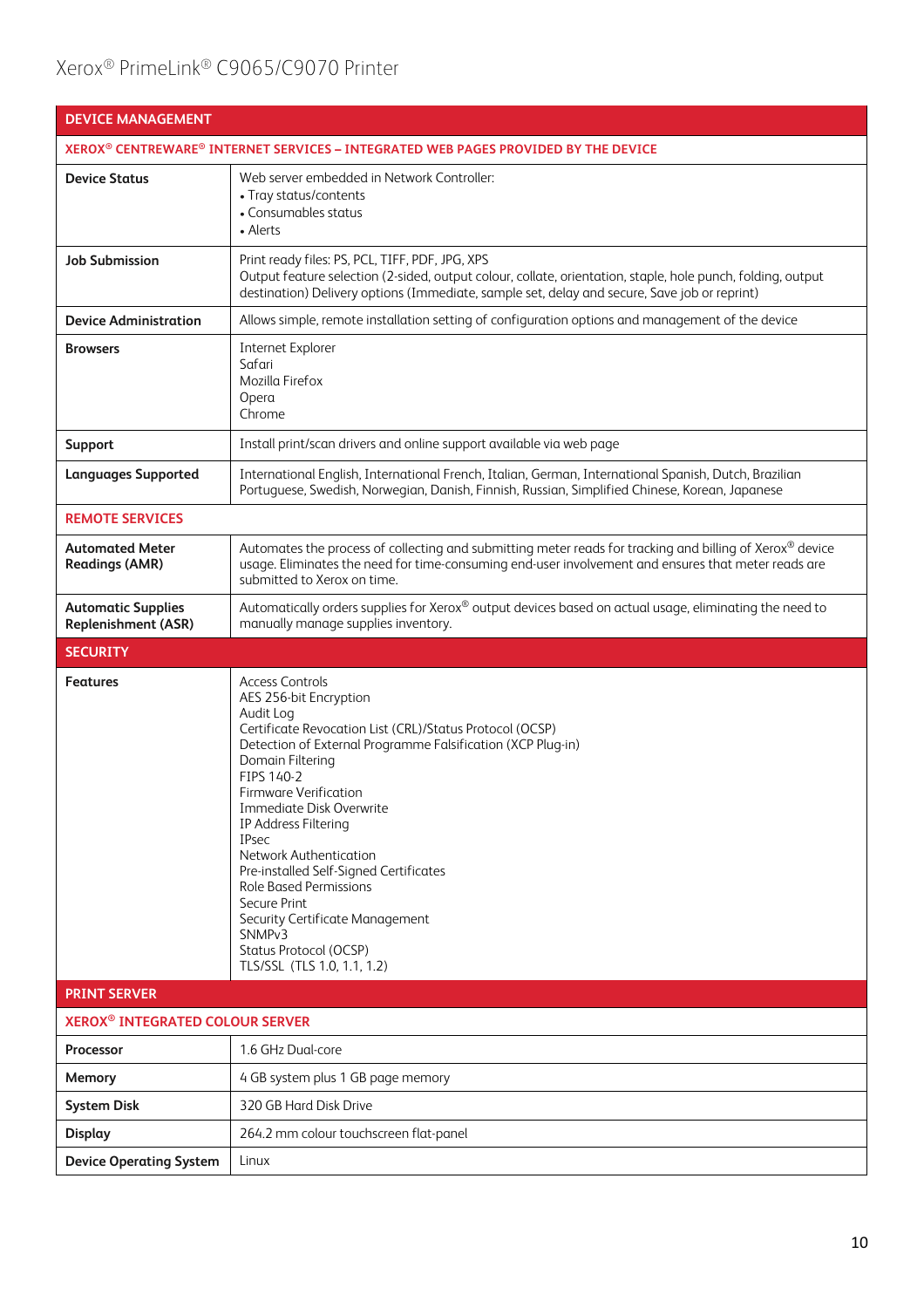| DEVICE MANAGEMENT | |
|---|---|
| **XEROX® CENTREWARE® INTERNET SERVICES – INTEGRATED WEB PAGES PROVIDED BY THE DEVICE** | |
| **Device Status** | Web server embedded in Network Controller:<br>• Tray status/contents<br>• Consumables status<br>• Alerts |
| **Job Submission** | Print ready files: PS, PCL, TIFF, PDF, JPG, XPS<br>Output feature selection (2-sided, output colour, collate, orientation, staple, hole punch, folding, output destination) Delivery options (Immediate, sample set, delay and secure, Save job or reprint) |
| **Device Administration** | Allows simple, remote installation setting of configuration options and management of the device |
| **Browsers** | Internet Explorer<br>Safari<br>Mozilla Firefox<br>Opera<br>Chrome |
| **Support** | Install print/scan drivers and online support available via web page |
| **Languages Supported** | International English, International French, Italian, German, International Spanish, Dutch, Brazilian Portuguese, Swedish, Norwegian, Danish, Finnish, Russian, Simplified Chinese, Korean, Japanese |
| **REMOTE SERVICES** | |
| **Automated Meter Readings (AMR)** | Automates the process of collecting and submitting meter reads for tracking and billing of Xerox® device usage. Eliminates the need for time-consuming end-user involvement and ensures that meter reads are submitted to Xerox on time. |
| **Automatic Supplies Replenishment (ASR)** | Automatically orders supplies for Xerox® output devices based on actual usage, eliminating the need to manually manage supplies inventory. |

| SECURITY | |
|---|---|
| **Features** | Access Controls<br>AES 256-bit Encryption<br>Audit Log<br>Certificate Revocation List (CRL)/Status Protocol (OCSP)<br>Detection of External Programme Falsification (XCP Plug-in)<br>Domain Filtering<br>FIPS 140-2<br>Firmware Verification<br>Immediate Disk Overwrite<br>IP Address Filtering<br>IPsec<br>Network Authentication<br>Pre-installed Self-Signed Certificates<br>Role Based Permissions<br>Secure Print<br>Security Certificate Management<br>SNMPv3<br>Status Protocol (OCSP)<br>TLS/SSL (TLS 1.0, 1.1, 1.2) |

| PRINT SERVER | |
|---|---|
| **XEROX® INTEGRATED COLOUR SERVER** | |
| **Processor** | 1.6 GHz Dual-core |
| **Memory** | 4 GB system plus 1 GB page memory |
| **System Disk** | 320 GB Hard Disk Drive |
| **Display** | 264.2 mm colour touchscreen flat-panel |
| **Device Operating System** | Linux |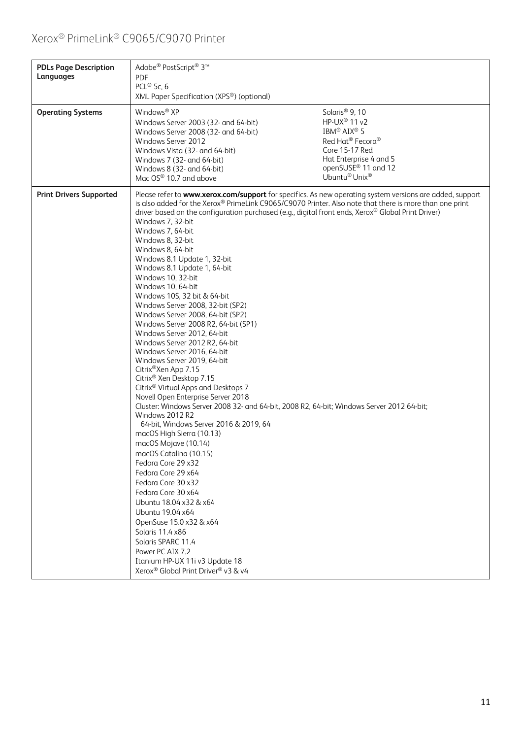| PDLs Page Description Languages | Adobe® PostScript® 3™<br>PDF<br>PCL® 5c, 6<br>XML Paper Specification (XPS®) (optional) |
|---|---|
| **Operating Systems** | Windows® XP<br>Windows Server 2003 (32- and 64-bit)<br>Windows Server 2008 (32- and 64-bit)<br>Windows Server 2012<br>Windows Vista (32- and 64-bit)<br>Windows 7 (32- and 64-bit)<br>Windows 8 (32- and 64-bit)<br>Mac OS® 10.7 and above<br>Solaris® 9, 10<br>HP-UX® 11 v2<br>IBM® AIX® 5<br>Red Hat® Fecora®<br>Core 15-17 Red<br>Hat Enterprise 4 and 5<br>openSUSE® 11 and 12<br>Ubuntu® Unix® |
| **Print Drivers Supported** | Please refer to **www.xerox.com/support** for specifics. As new operating system versions are added, support is also added for the Xerox® PrimeLink C9065/C9070 Printer. Also note that there is more than one print driver based on the configuration purchased (e.g., digital front ends, Xerox® Global Print Driver)<br>Windows 7, 32-bit<br>Windows 7, 64-bit<br>Windows 8, 32-bit<br>Windows 8, 64-bit<br>Windows 8.1 Update 1, 32-bit<br>Windows 8.1 Update 1, 64-bit<br>Windows 10, 32-bit<br>Windows 10, 64-bit<br>Windows 10S, 32 bit & 64-bit<br>Windows Server 2008, 32-bit (SP2)<br>Windows Server 2008, 64-bit (SP2)<br>Windows Server 2008 R2, 64-bit (SP1)<br>Windows Server 2012, 64-bit<br>Windows Server 2012 R2, 64-bit<br>Windows Server 2016, 64-bit<br>Windows Server 2019, 64-bit<br>Citrix®Xen App 7.15<br>Citrix® Xen Desktop 7.15<br>Citrix® Virtual Apps and Desktops 7<br>Novell Open Enterprise Server 2018<br>Cluster: Windows Server 2008 32- and 64-bit, 2008 R2, 64-bit; Windows Server 2012 64-bit; Windows 2012 R2<br>64-bit, Windows Server 2016 & 2019, 64<br>macOS High Sierra (10.13)<br>macOS Mojave (10.14)<br>macOS Catalina (10.15)<br>Fedora Core 29 x32<br>Fedora Core 29 x64<br>Fedora Core 30 x32<br>Fedora Core 30 x64<br>Ubuntu 18.04 x32 & x64<br>Ubuntu 19.04 x64<br>OpenSuse 15.0 x32 & x64<br>Solaris 11.4 x86<br>Solaris SPARC 11.4<br>Power PC AIX 7.2<br>Itanium HP-UX 11i v3 Update 18<br>Xerox® Global Print Driver® v3 & v4 |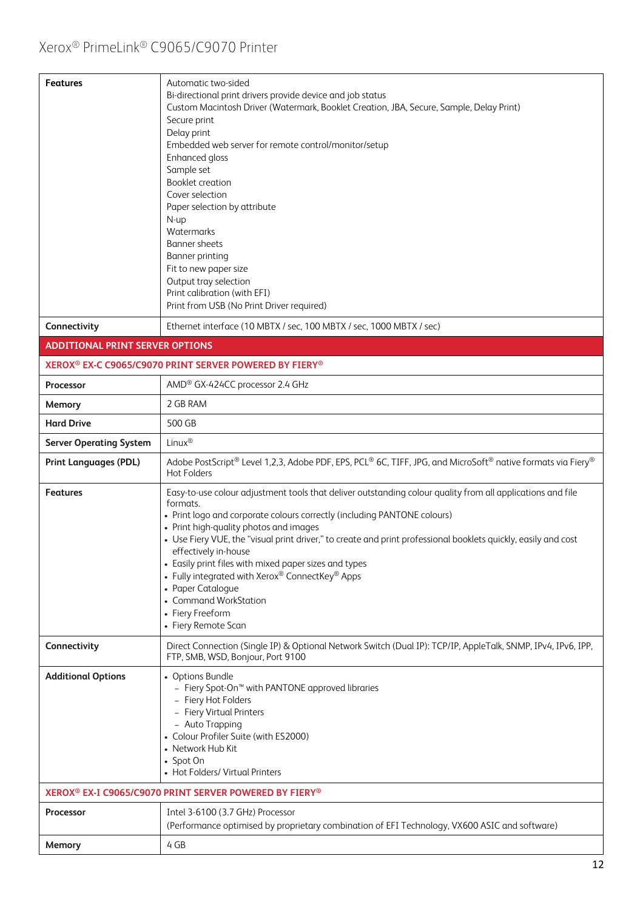| | |
|---|---|
| **Features** | Automatic two-sided<br>Bi-directional print drivers provide device and job status<br>Custom Macintosh Driver (Watermark, Booklet Creation, JBA, Secure, Sample, Delay Print)<br>Secure print<br>Delay print<br>Embedded web server for remote control/monitor/setup<br>Enhanced gloss<br>Sample set<br>Booklet creation<br>Cover selection<br>Paper selection by attribute<br>N-up<br>Watermarks<br>Banner sheets<br>Banner printing<br>Fit to new paper size<br>Output tray selection<br>Print calibration (with EFI)<br>Print from USB (No Print Driver required) |
| **Connectivity** | Ethernet interface (10 MBTX / sec, 100 MBTX / sec, 1000 MBTX / sec) |
| **ADDITIONAL PRINT SERVER OPTIONS** | |
| **XEROX® EX-C C9065/C9070 PRINT SERVER POWERED BY FIERY®** | |
| **Processor** | AMD® GX-424CC processor 2.4 GHz |
| **Memory** | 2 GB RAM |
| **Hard Drive** | 500 GB |
| **Server Operating System** | Linux® |
| **Print Languages (PDL)** | Adobe PostScript® Level 1,2,3, Adobe PDF, EPS, PCL® 6C, TIFF, JPG, and MicroSoft® native formats via Fiery® Hot Folders |
| **Features** | Easy-to-use colour adjustment tools that deliver outstanding colour quality from all applications and file formats.<br>• Print logo and corporate colours correctly (including PANTONE colours)<br>• Print high-quality photos and images<br>• Use Fiery VUE, the "visual print driver," to create and print professional booklets quickly, easily and cost effectively in-house<br>• Easily print files with mixed paper sizes and types<br>• Fully integrated with Xerox® ConnectKey® Apps<br>• Paper Catalogue<br>• Command WorkStation<br>• Fiery Freeform<br>• Fiery Remote Scan |
| **Connectivity** | Direct Connection (Single IP) & Optional Network Switch (Dual IP): TCP/IP, AppleTalk, SNMP, IPv4, IPv6, IPP, FTP, SMB, WSD, Bonjour, Port 9100 |
| **Additional Options** | • Options Bundle<br>  – Fiery Spot-On™ with PANTONE approved libraries<br>  – Fiery Hot Folders<br>  – Fiery Virtual Printers<br>  – Auto Trapping<br>• Colour Profiler Suite (with ES2000)<br>• Network Hub Kit<br>• Spot On<br>• Hot Folders/ Virtual Printers |
| **XEROX® EX-I C9065/C9070 PRINT SERVER POWERED BY FIERY®** | |
| **Processor** | Intel 3-6100 (3.7 GHz) Processor<br>(Performance optimised by proprietary combination of EFI Technology, VX600 ASIC and software) |
| **Memory** | 4 GB |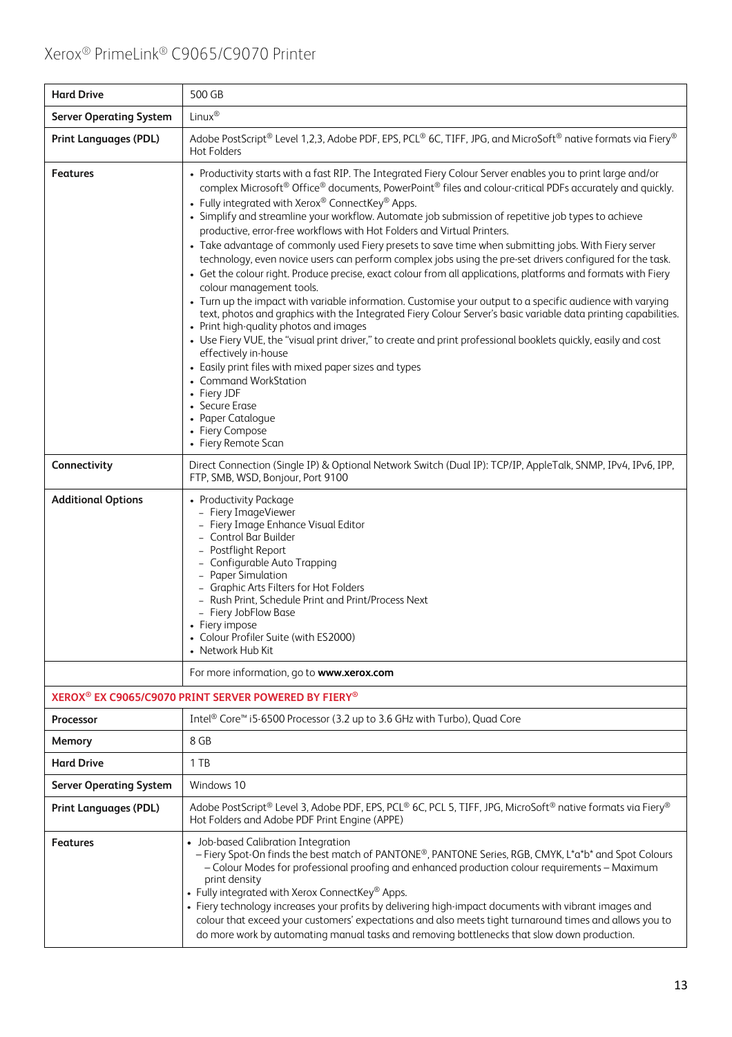| | |
|---|---|
| **Hard Drive** | 500 GB |
| **Server Operating System** | Linux® |
| **Print Languages (PDL)** | Adobe PostScript® Level 1,2,3, Adobe PDF, EPS, PCL® 6C, TIFF, JPG, and MicroSoft® native formats via Fiery® Hot Folders |
| **Features** | • Productivity starts with a fast RIP. The Integrated Fiery Colour Server enables you to print large and/or complex Microsoft® Office® documents, PowerPoint® files and colour-critical PDFs accurately and quickly.<br>• Fully integrated with Xerox® ConnectKey® Apps.<br>• Simplify and streamline your workflow. Automate job submission of repetitive job types to achieve productive, error-free workflows with Hot Folders and Virtual Printers.<br>• Take advantage of commonly used Fiery presets to save time when submitting jobs. With Fiery server technology, even novice users can perform complex jobs using the pre-set drivers configured for the task.<br>• Get the colour right. Produce precise, exact colour from all applications, platforms and formats with Fiery colour management tools.<br>• Turn up the impact with variable information. Customise your output to a specific audience with varying text, photos and graphics with the Integrated Fiery Colour Server's basic variable data printing capabilities.<br>• Print high-quality photos and images<br>• Use Fiery VUE, the "visual print driver," to create and print professional booklets quickly, easily and cost effectively in-house<br>• Easily print files with mixed paper sizes and types<br>• Command WorkStation<br>• Fiery JDF<br>• Secure Erase<br>• Paper Catalogue<br>• Fiery Compose<br>• Fiery Remote Scan |
| **Connectivity** | Direct Connection (Single IP) & Optional Network Switch (Dual IP): TCP/IP, AppleTalk, SNMP, IPv4, IPv6, IPP, FTP, SMB, WSD, Bonjour, Port 9100 |
| **Additional Options** | • Productivity Package<br>– Fiery ImageViewer<br>– Fiery Image Enhance Visual Editor<br>– Control Bar Builder<br>– Postflight Report<br>– Configurable Auto Trapping<br>– Paper Simulation<br>– Graphic Arts Filters for Hot Folders<br>– Rush Print, Schedule Print and Print/Process Next<br>– Fiery JobFlow Base<br>• Fiery impose<br>• Colour Profiler Suite (with ES2000)<br>• Network Hub Kit |
| | For more information, go to **www.xerox.com** |
| **XEROX® EX C9065/C9070 PRINT SERVER POWERED BY FIERY®** | |
| **Processor** | Intel® Core™ i5-6500 Processor (3.2 up to 3.6 GHz with Turbo), Quad Core |
| **Memory** | 8 GB |
| **Hard Drive** | 1 TB |
| **Server Operating System** | Windows 10 |
| **Print Languages (PDL)** | Adobe PostScript® Level 3, Adobe PDF, EPS, PCL® 6C, PCL 5, TIFF, JPG, MicroSoft® native formats via Fiery® Hot Folders and Adobe PDF Print Engine (APPE) |
| **Features** | • Job-based Calibration Integration<br>– Fiery Spot-On finds the best match of PANTONE®, PANTONE Series, RGB, CMYK, L*a*b* and Spot Colours – Colour Modes for professional proofing and enhanced production colour requirements – Maximum print density<br>• Fully integrated with Xerox ConnectKey® Apps.<br>• Fiery technology increases your profits by delivering high-impact documents with vibrant images and colour that exceed your customers' expectations and also meets tight turnaround times and allows you to do more work by automating manual tasks and removing bottlenecks that slow down production. |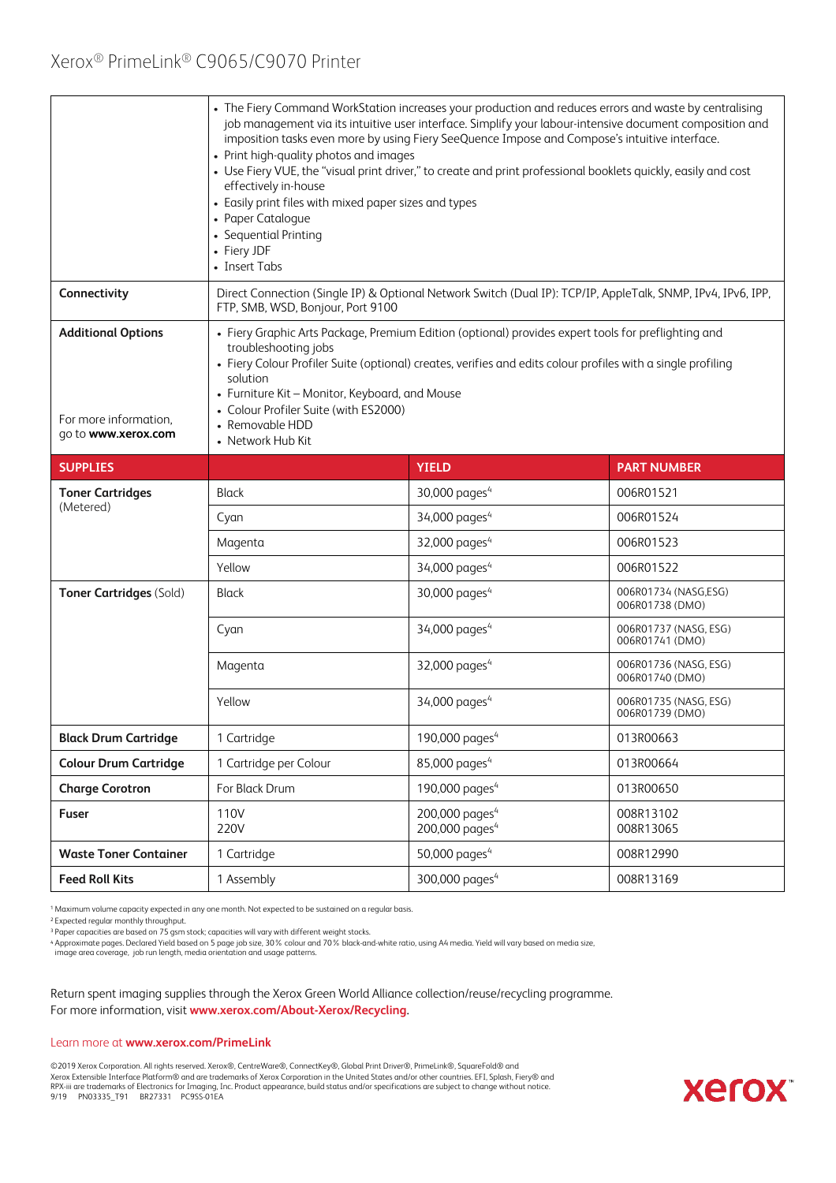| | |
|---|---|
| | • The Fiery Command WorkStation increases your production and reduces errors and waste by centralising job management via its intuitive user interface. Simplify your labour-intensive document composition and imposition tasks even more by using Fiery SeeQuence Impose and Compose's intuitive interface.<br>• Print high-quality photos and images<br>• Use Fiery VUE, the "visual print driver," to create and print professional booklets quickly, easily and cost effectively in-house<br>• Easily print files with mixed paper sizes and types<br>• Paper Catalogue<br>• Sequential Printing<br>• Fiery JDF<br>• Insert Tabs |
| **Connectivity** | Direct Connection (Single IP) & Optional Network Switch (Dual IP): TCP/IP, AppleTalk, SNMP, IPv4, IPv6, IPP, FTP, SMB, WSD, Bonjour, Port 9100 |
| **Additional Options**<br><br>For more information, go to **www.xerox.com** | • Fiery Graphic Arts Package, Premium Edition (optional) provides expert tools for preflighting and troubleshooting jobs<br>• Fiery Colour Profiler Suite (optional) creates, verifies and edits colour profiles with a single profiling solution<br>• Furniture Kit – Monitor, Keyboard, and Mouse<br>• Colour Profiler Suite (with ES2000)<br>• Removable HDD<br>• Network Hub Kit |

| SUPPLIES | | YIELD | PART NUMBER |
|---|---|---|---|
| **Toner Cartridges** (Metered) | Black | 30,000 pages[4] | 006R01521 |
| | Cyan | 34,000 pages[4] | 006R01524 |
| | Magenta | 32,000 pages[4] | 006R01523 |
| | Yellow | 34,000 pages[4] | 006R01522 |
| **Toner Cartridges** (Sold) | Black | 30,000 pages[4] | 006R01734 (NASG,ESG)<br>006R01738 (DMO) |
| | Cyan | 34,000 pages[4] | 006R01737 (NASG, ESG)<br>006R01741 (DMO) |
| | Magenta | 32,000 pages[4] | 006R01736 (NASG, ESG)<br>006R01740 (DMO) |
| | Yellow | 34,000 pages[4] | 006R01735 (NASG, ESG)<br>006R01739 (DMO) |
| **Black Drum Cartridge** | 1 Cartridge | 190,000 pages[4] | 013R00663 |
| **Colour Drum Cartridge** | 1 Cartridge per Colour | 85,000 pages[4] | 013R00664 |
| **Charge Corotron** | For Black Drum | 190,000 pages[4] | 013R00650 |
| **Fuser** | 110V<br>220V | 200,000 pages[4]<br>200,000 pages[4] | 008R13102<br>008R13065 |
| **Waste Toner Container** | 1 Cartridge | 50,000 pages[4] | 008R12990 |
| **Feed Roll Kits** | 1 Assembly | 300,000 pages[4] | 008R13169 |

[1] Maximum volume capacity expected in any one month. Not expected to be sustained on a regular basis.
[2] Expected regular monthly throughput.
[3] Paper capacities are based on 75 gsm stock; capacities will vary with different weight stocks.
[4] Approximate pages. Declared Yield based on 5 page job size, 30% colour and 70% black-and-white ratio, using A4 media. Yield will vary based on media size, image area coverage, job run length, media orientation and usage patterns.

Return spent imaging supplies through the Xerox Green World Alliance collection/reuse/recycling programme.
For more information, visit **www.xerox.com/About-Xerox/Recycling**.

Learn more at **www.xerox.com/PrimeLink**

©2019 Xerox Corporation. All rights reserved. Xerox®, CentreWare®, ConnectKey®, Global Print Driver®, PrimeLink®, SquareFold® and Xerox Extensible Interface Platform® and are trademarks of Xerox Corporation in the United States and/or other countries. EFI, Splash, Fiery® and RPX-iii are trademarks of Electronics for Imaging, Inc. Product appearance, build status and/or specifications are subject to change without notice.
9/19 PN03335_T91 BR27331 PC9SS-01EA